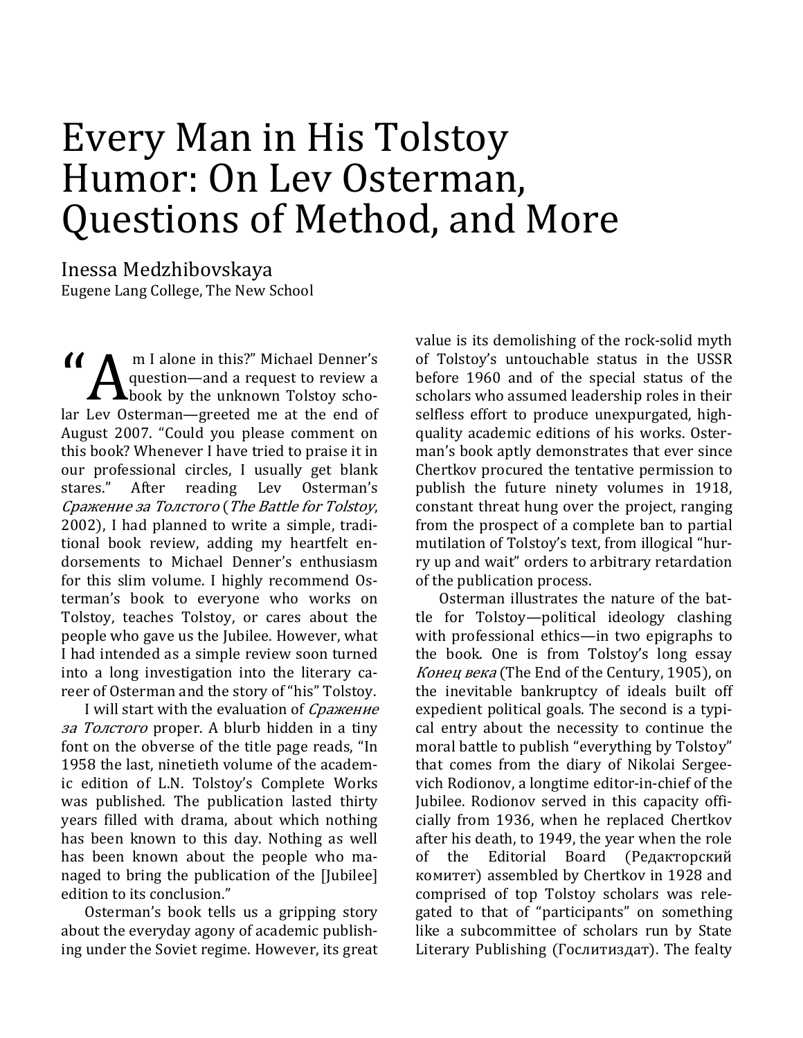# Every Man in His Tolstoy Humor: On Lev Osterman, Questions of Method, and More

Inessa Medzhibovskaya
Eugene Lang College, The New School

"Am I alone in this?" Michael Denner's question—and a request to review a book by the unknown Tolstoy scholar Lev Osterman—greeted me at the end of August 2007. "Could you please comment on this book? Whenever I have tried to praise it in our professional circles, I usually get blank stares." After reading Lev Osterman's *Сражение за Толстого* (*The Battle for Tolstoy*, 2002), I had planned to write a simple, traditional book review, adding my heartfelt endorsements to Michael Denner's enthusiasm for this slim volume. I highly recommend Osterman's book to everyone who works on Tolstoy, teaches Tolstoy, or cares about the people who gave us the Jubilee. However, what I had intended as a simple review soon turned into a long investigation into the literary career of Osterman and the story of "his" Tolstoy.

I will start with the evaluation of *Сражение за Толстого* proper. A blurb hidden in a tiny font on the obverse of the title page reads, "In 1958 the last, ninetieth volume of the academic edition of L.N. Tolstoy's Complete Works was published. The publication lasted thirty years filled with drama, about which nothing has been known to this day. Nothing as well has been known about the people who managed to bring the publication of the [Jubilee] edition to its conclusion."

Osterman's book tells us a gripping story about the everyday agony of academic publishing under the Soviet regime. However, its great value is its demolishing of the rock-solid myth of Tolstoy's untouchable status in the USSR before 1960 and of the special status of the scholars who assumed leadership roles in their selfless effort to produce unexpurgated, high-quality academic editions of his works. Osterman's book aptly demonstrates that ever since Chertkov procured the tentative permission to publish the future ninety volumes in 1918, constant threat hung over the project, ranging from the prospect of a complete ban to partial mutilation of Tolstoy's text, from illogical "hurry up and wait" orders to arbitrary retardation of the publication process.

Osterman illustrates the nature of the battle for Tolstoy—political ideology clashing with professional ethics—in two epigraphs to the book. One is from Tolstoy's long essay *Конец века* (The End of the Century, 1905), on the inevitable bankruptcy of ideals built off expedient political goals. The second is a typical entry about the necessity to continue the moral battle to publish "everything by Tolstoy" that comes from the diary of Nikolai Sergeevich Rodionov, a longtime editor-in-chief of the Jubilee. Rodionov served in this capacity officially from 1936, when he replaced Chertkov after his death, to 1949, the year when the role of the Editorial Board (Редакторский комитет) assembled by Chertkov in 1928 and comprised of top Tolstoy scholars was relegated to that of "participants" on something like a subcommittee of scholars run by State Literary Publishing (Гослитиздат). The fealty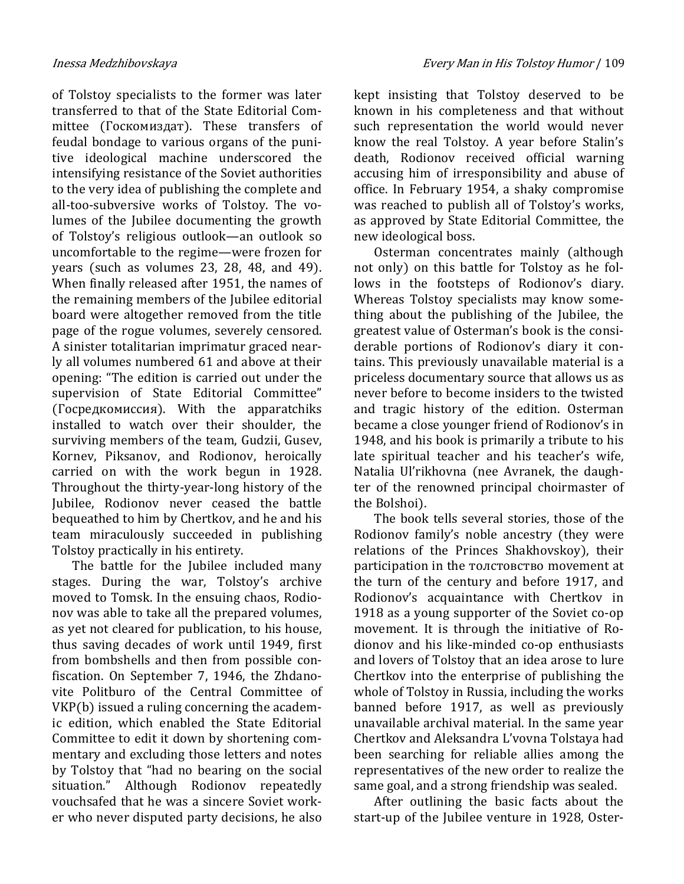of Tolstoy specialists to the former was later transferred to that of the State Editorial Committee (Госкомиздат). These transfers of feudal bondage to various organs of the punitive ideological machine underscored the intensifying resistance of the Soviet authorities to the very idea of publishing the complete and all-too-subversive works of Tolstoy. The volumes of the Jubilee documenting the growth of Tolstoy's religious outlook—an outlook so uncomfortable to the regime—were frozen for years (such as volumes 23, 28, 48, and 49). When finally released after 1951, the names of the remaining members of the Jubilee editorial board were altogether removed from the title page of the rogue volumes, severely censored. A sinister totalitarian imprimatur graced nearly all volumes numbered 61 and above at their opening: "The edition is carried out under the supervision of State Editorial Committee" (Госредкомиссия). With the apparatchiks installed to watch over their shoulder, the surviving members of the team, Gudzii, Gusev, Kornev, Piksanov, and Rodionov, heroically carried on with the work begun in 1928. Throughout the thirty-year-long history of the Jubilee, Rodionov never ceased the battle bequeathed to him by Chertkov, and he and his team miraculously succeeded in publishing Tolstoy practically in his entirety.

The battle for the Jubilee included many stages. During the war, Tolstoy's archive moved to Tomsk. In the ensuing chaos, Rodionov was able to take all the prepared volumes, as yet not cleared for publication, to his house, thus saving decades of work until 1949, first from bombshells and then from possible confiscation. On September 7, 1946, the Zhdanovite Politburo of the Central Committee of VKP(b) issued a ruling concerning the academic edition, which enabled the State Editorial Committee to edit it down by shortening commentary and excluding those letters and notes by Tolstoy that "had no bearing on the social situation." Although Rodionov repeatedly vouchsafed that he was a sincere Soviet worker who never disputed party decisions, he also kept insisting that Tolstoy deserved to be known in his completeness and that without such representation the world would never know the real Tolstoy. A year before Stalin's death, Rodionov received official warning accusing him of irresponsibility and abuse of office. In February 1954, a shaky compromise was reached to publish all of Tolstoy's works, as approved by State Editorial Committee, the new ideological boss.

Osterman concentrates mainly (although not only) on this battle for Tolstoy as he follows in the footsteps of Rodionov's diary. Whereas Tolstoy specialists may know something about the publishing of the Jubilee, the greatest value of Osterman's book is the considerable portions of Rodionov's diary it contains. This previously unavailable material is a priceless documentary source that allows us as never before to become insiders to the twisted and tragic history of the edition. Osterman became a close younger friend of Rodionov's in 1948, and his book is primarily a tribute to his late spiritual teacher and his teacher's wife, Natalia Ul'rikhovna (nee Avranek, the daughter of the renowned principal choirmaster of the Bolshoi).

The book tells several stories, those of the Rodionov family's noble ancestry (they were relations of the Princes Shakhovskoy), their participation in the толстовство movement at the turn of the century and before 1917, and Rodionov's acquaintance with Chertkov in 1918 as a young supporter of the Soviet co-op movement. It is through the initiative of Rodionov and his like-minded co-op enthusiasts and lovers of Tolstoy that an idea arose to lure Chertkov into the enterprise of publishing the whole of Tolstoy in Russia, including the works banned before 1917, as well as previously unavailable archival material. In the same year Chertkov and Aleksandra L'vovna Tolstaya had been searching for reliable allies among the representatives of the new order to realize the same goal, and a strong friendship was sealed.

After outlining the basic facts about the start-up of the Jubilee venture in 1928, Oster-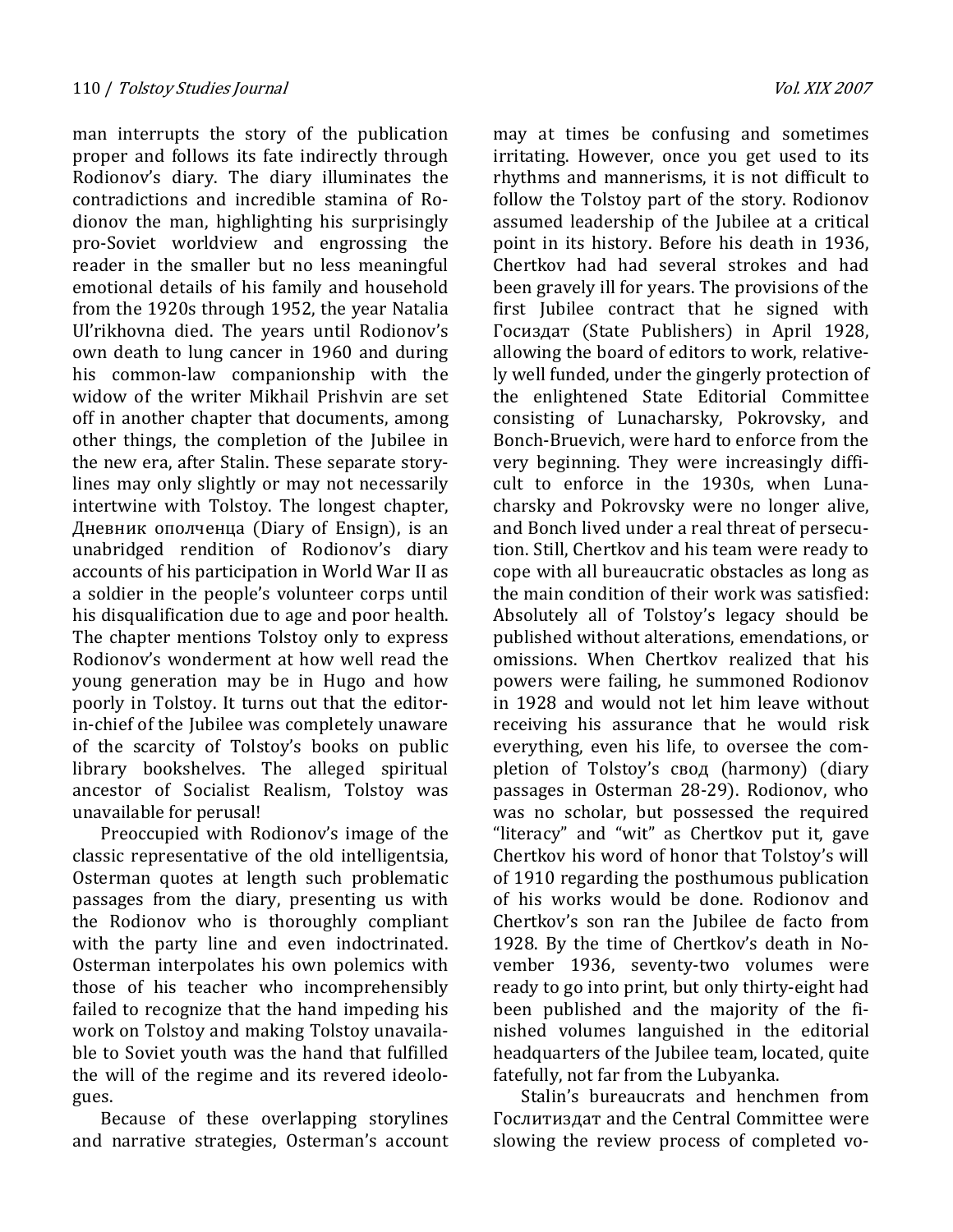man interrupts the story of the publication proper and follows its fate indirectly through Rodionov's diary. The diary illuminates the contradictions and incredible stamina of Rodionov the man, highlighting his surprisingly pro-Soviet worldview and engrossing the reader in the smaller but no less meaningful emotional details of his family and household from the 1920s through 1952, the year Natalia Ul'rikhovna died. The years until Rodionov's own death to lung cancer in 1960 and during his common-law companionship with the widow of the writer Mikhail Prishvin are set off in another chapter that documents, among other things, the completion of the Jubilee in the new era, after Stalin. These separate storylines may only slightly or may not necessarily intertwine with Tolstoy. The longest chapter, Дневник ополченца (Diary of Ensign), is an unabridged rendition of Rodionov's diary accounts of his participation in World War II as a soldier in the people's volunteer corps until his disqualification due to age and poor health. The chapter mentions Tolstoy only to express Rodionov's wonderment at how well read the young generation may be in Hugo and how poorly in Tolstoy. It turns out that the editor-in-chief of the Jubilee was completely unaware of the scarcity of Tolstoy's books on public library bookshelves. The alleged spiritual ancestor of Socialist Realism, Tolstoy was unavailable for perusal!

Preoccupied with Rodionov's image of the classic representative of the old intelligentsia, Osterman quotes at length such problematic passages from the diary, presenting us with the Rodionov who is thoroughly compliant with the party line and even indoctrinated. Osterman interpolates his own polemics with those of his teacher who incomprehensibly failed to recognize that the hand impeding his work on Tolstoy and making Tolstoy unavailable to Soviet youth was the hand that fulfilled the will of the regime and its revered ideologues.

Because of these overlapping storylines and narrative strategies, Osterman's account may at times be confusing and sometimes irritating. However, once you get used to its rhythms and mannerisms, it is not difficult to follow the Tolstoy part of the story. Rodionov assumed leadership of the Jubilee at a critical point in its history. Before his death in 1936, Chertkov had had several strokes and had been gravely ill for years. The provisions of the first Jubilee contract that he signed with Госиздат (State Publishers) in April 1928, allowing the board of editors to work, relatively well funded, under the gingerly protection of the enlightened State Editorial Committee consisting of Lunacharsky, Pokrovsky, and Bonch-Bruevich, were hard to enforce from the very beginning. They were increasingly difficult to enforce in the 1930s, when Lunacharsky and Pokrovsky were no longer alive, and Bonch lived under a real threat of persecution. Still, Chertkov and his team were ready to cope with all bureaucratic obstacles as long as the main condition of their work was satisfied: Absolutely all of Tolstoy's legacy should be published without alterations, emendations, or omissions. When Chertkov realized that his powers were failing, he summoned Rodionov in 1928 and would not let him leave without receiving his assurance that he would risk everything, even his life, to oversee the completion of Tolstoy's свод (harmony) (diary passages in Osterman 28-29). Rodionov, who was no scholar, but possessed the required "literacy" and "wit" as Chertkov put it, gave Chertkov his word of honor that Tolstoy's will of 1910 regarding the posthumous publication of his works would be done. Rodionov and Chertkov's son ran the Jubilee de facto from 1928. By the time of Chertkov's death in November 1936, seventy-two volumes were ready to go into print, but only thirty-eight had been published and the majority of the finished volumes languished in the editorial headquarters of the Jubilee team, located, quite fatefully, not far from the Lubyanka.

Stalin's bureaucrats and henchmen from Гослитиздат and the Central Committee were slowing the review process of completed vo-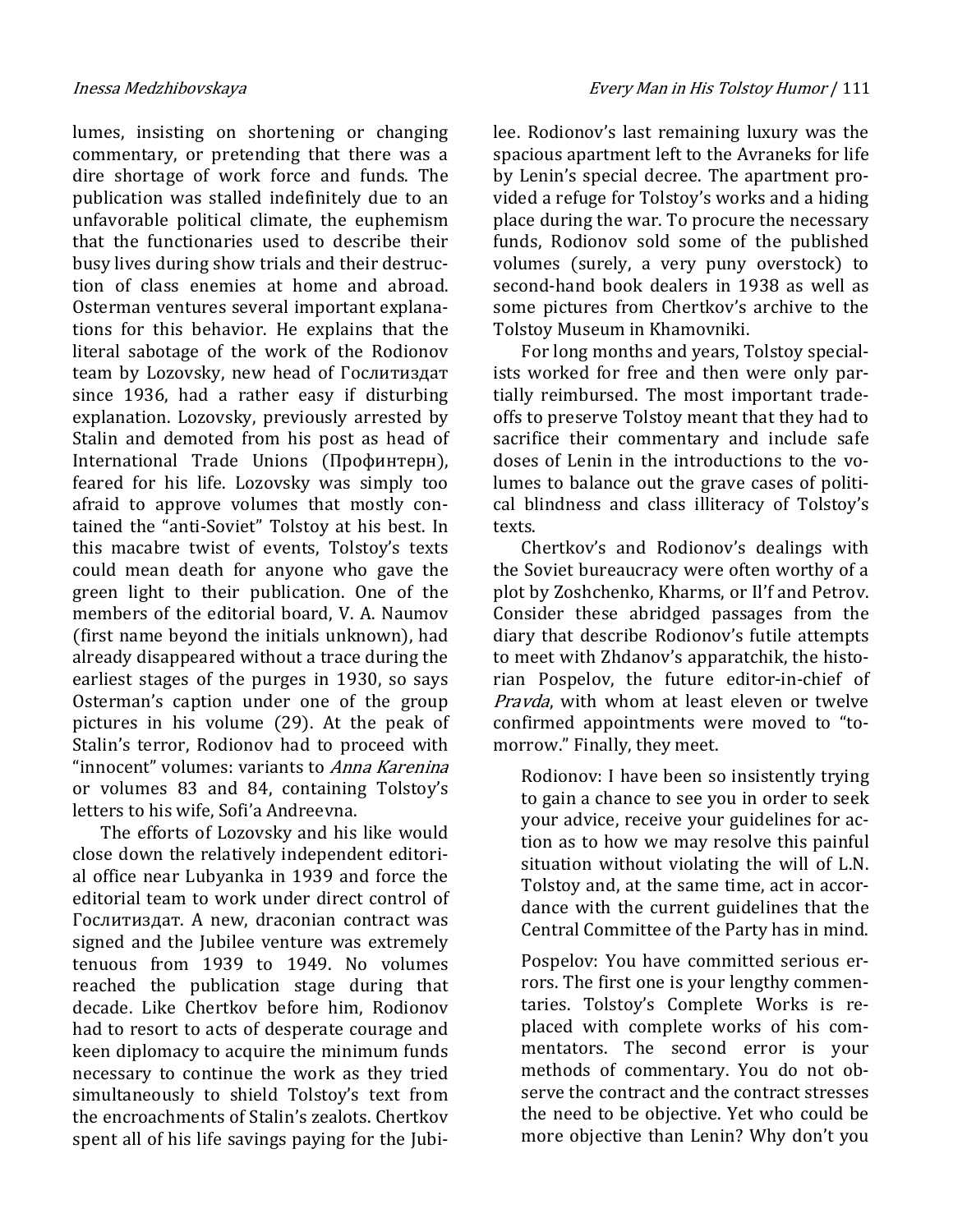lumes, insisting on shortening or changing commentary, or pretending that there was a dire shortage of work force and funds. The publication was stalled indefinitely due to an unfavorable political climate, the euphemism that the functionaries used to describe their busy lives during show trials and their destruction of class enemies at home and abroad. Osterman ventures several important explanations for this behavior. He explains that the literal sabotage of the work of the Rodionov team by Lozovsky, new head of Гослитиздат since 1936, had a rather easy if disturbing explanation. Lozovsky, previously arrested by Stalin and demoted from his post as head of International Trade Unions (Профинтерн), feared for his life. Lozovsky was simply too afraid to approve volumes that mostly contained the "anti-Soviet" Tolstoy at his best. In this macabre twist of events, Tolstoy's texts could mean death for anyone who gave the green light to their publication. One of the members of the editorial board, V. A. Naumov (first name beyond the initials unknown), had already disappeared without a trace during the earliest stages of the purges in 1930, so says Osterman's caption under one of the group pictures in his volume (29). At the peak of Stalin's terror, Rodionov had to proceed with "innocent" volumes: variants to *Anna Karenina* or volumes 83 and 84, containing Tolstoy's letters to his wife, Sofi'a Andreevna.

The efforts of Lozovsky and his like would close down the relatively independent editorial office near Lubyanka in 1939 and force the editorial team to work under direct control of Гослитиздат. A new, draconian contract was signed and the Jubilee venture was extremely tenuous from 1939 to 1949. No volumes reached the publication stage during that decade. Like Chertkov before him, Rodionov had to resort to acts of desperate courage and keen diplomacy to acquire the minimum funds necessary to continue the work as they tried simultaneously to shield Tolstoy's text from the encroachments of Stalin's zealots. Chertkov spent all of his life savings paying for the Jubilee. Rodionov's last remaining luxury was the spacious apartment left to the Avraneks for life by Lenin's special decree. The apartment provided a refuge for Tolstoy's works and a hiding place during the war. To procure the necessary funds, Rodionov sold some of the published volumes (surely, a very puny overstock) to second-hand book dealers in 1938 as well as some pictures from Chertkov's archive to the Tolstoy Museum in Khamovniki.

For long months and years, Tolstoy specialists worked for free and then were only partially reimbursed. The most important tradeoffs to preserve Tolstoy meant that they had to sacrifice their commentary and include safe doses of Lenin in the introductions to the volumes to balance out the grave cases of political blindness and class illiteracy of Tolstoy's texts.

Chertkov's and Rodionov's dealings with the Soviet bureaucracy were often worthy of a plot by Zoshchenko, Kharms, or Il'f and Petrov. Consider these abridged passages from the diary that describe Rodionov's futile attempts to meet with Zhdanov's apparatchik, the historian Pospelov, the future editor-in-chief of *Pravda*, with whom at least eleven or twelve confirmed appointments were moved to "tomorrow." Finally, they meet.

> Rodionov: I have been so insistently trying to gain a chance to see you in order to seek your advice, receive your guidelines for action as to how we may resolve this painful situation without violating the will of L.N. Tolstoy and, at the same time, act in accordance with the current guidelines that the Central Committee of the Party has in mind.
>
> Pospelov: You have committed serious errors. The first one is your lengthy commentaries. Tolstoy's Complete Works is replaced with complete works of his commentators. The second error is your methods of commentary. You do not observe the contract and the contract stresses the need to be objective. Yet who could be more objective than Lenin? Why don't you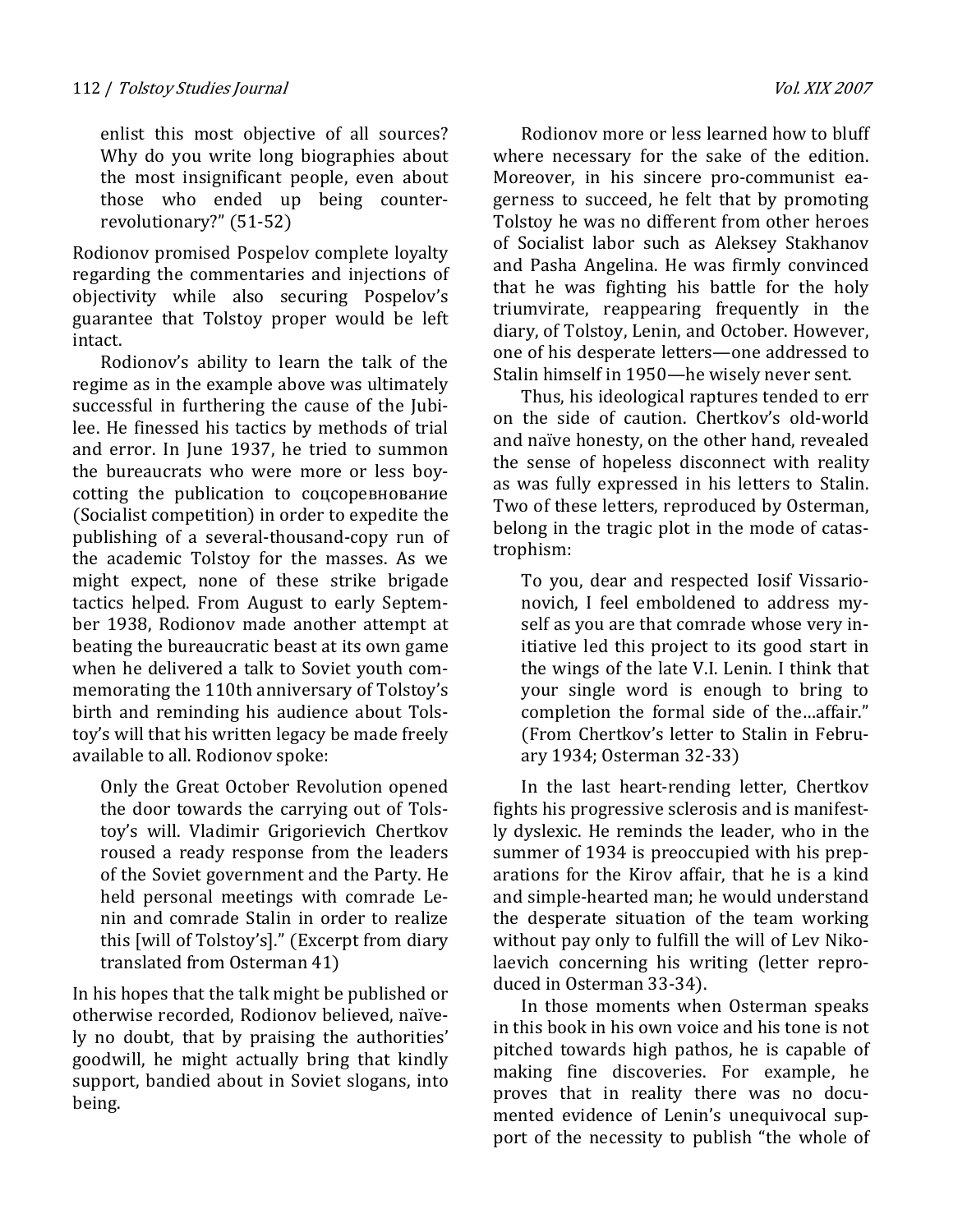> enlist this most objective of all sources? Why do you write long biographies about the most insignificant people, even about those who ended up being counter-revolutionary?" (51-52)

Rodionov promised Pospelov complete loyalty regarding the commentaries and injections of objectivity while also securing Pospelov's guarantee that Tolstoy proper would be left intact.

Rodionov's ability to learn the talk of the regime as in the example above was ultimately successful in furthering the cause of the Jubilee. He finessed his tactics by methods of trial and error. In June 1937, he tried to summon the bureaucrats who were more or less boycotting the publication to соцсоревнование (Socialist competition) in order to expedite the publishing of a several-thousand-copy run of the academic Tolstoy for the masses. As we might expect, none of these strike brigade tactics helped. From August to early September 1938, Rodionov made another attempt at beating the bureaucratic beast at its own game when he delivered a talk to Soviet youth commemorating the 110th anniversary of Tolstoy's birth and reminding his audience about Tolstoy's will that his written legacy be made freely available to all. Rodionov spoke:

> Only the Great October Revolution opened the door towards the carrying out of Tolstoy's will. Vladimir Grigorievich Chertkov roused a ready response from the leaders of the Soviet government and the Party. He held personal meetings with comrade Lenin and comrade Stalin in order to realize this [will of Tolstoy's]." (Excerpt from diary translated from Osterman 41)

In his hopes that the talk might be published or otherwise recorded, Rodionov believed, naïvely no doubt, that by praising the authorities' goodwill, he might actually bring that kindly support, bandied about in Soviet slogans, into being.

Rodionov more or less learned how to bluff where necessary for the sake of the edition. Moreover, in his sincere pro-communist eagerness to succeed, he felt that by promoting Tolstoy he was no different from other heroes of Socialist labor such as Aleksey Stakhanov and Pasha Angelina. He was firmly convinced that he was fighting his battle for the holy triumvirate, reappearing frequently in the diary, of Tolstoy, Lenin, and October. However, one of his desperate letters—one addressed to Stalin himself in 1950—he wisely never sent.

Thus, his ideological raptures tended to err on the side of caution. Chertkov's old-world and naïve honesty, on the other hand, revealed the sense of hopeless disconnect with reality as was fully expressed in his letters to Stalin. Two of these letters, reproduced by Osterman, belong in the tragic plot in the mode of catastrophism:

> To you, dear and respected Iosif Vissarionovich, I feel emboldened to address myself as you are that comrade whose very initiative led this project to its good start in the wings of the late V.I. Lenin. I think that your single word is enough to bring to completion the formal side of the…affair." (From Chertkov's letter to Stalin in February 1934; Osterman 32-33)

In the last heart-rending letter, Chertkov fights his progressive sclerosis and is manifestly dyslexic. He reminds the leader, who in the summer of 1934 is preoccupied with his preparations for the Kirov affair, that he is a kind and simple-hearted man; he would understand the desperate situation of the team working without pay only to fulfill the will of Lev Nikolaevich concerning his writing (letter reproduced in Osterman 33-34).

In those moments when Osterman speaks in this book in his own voice and his tone is not pitched towards high pathos, he is capable of making fine discoveries. For example, he proves that in reality there was no documented evidence of Lenin's unequivocal support of the necessity to publish "the whole of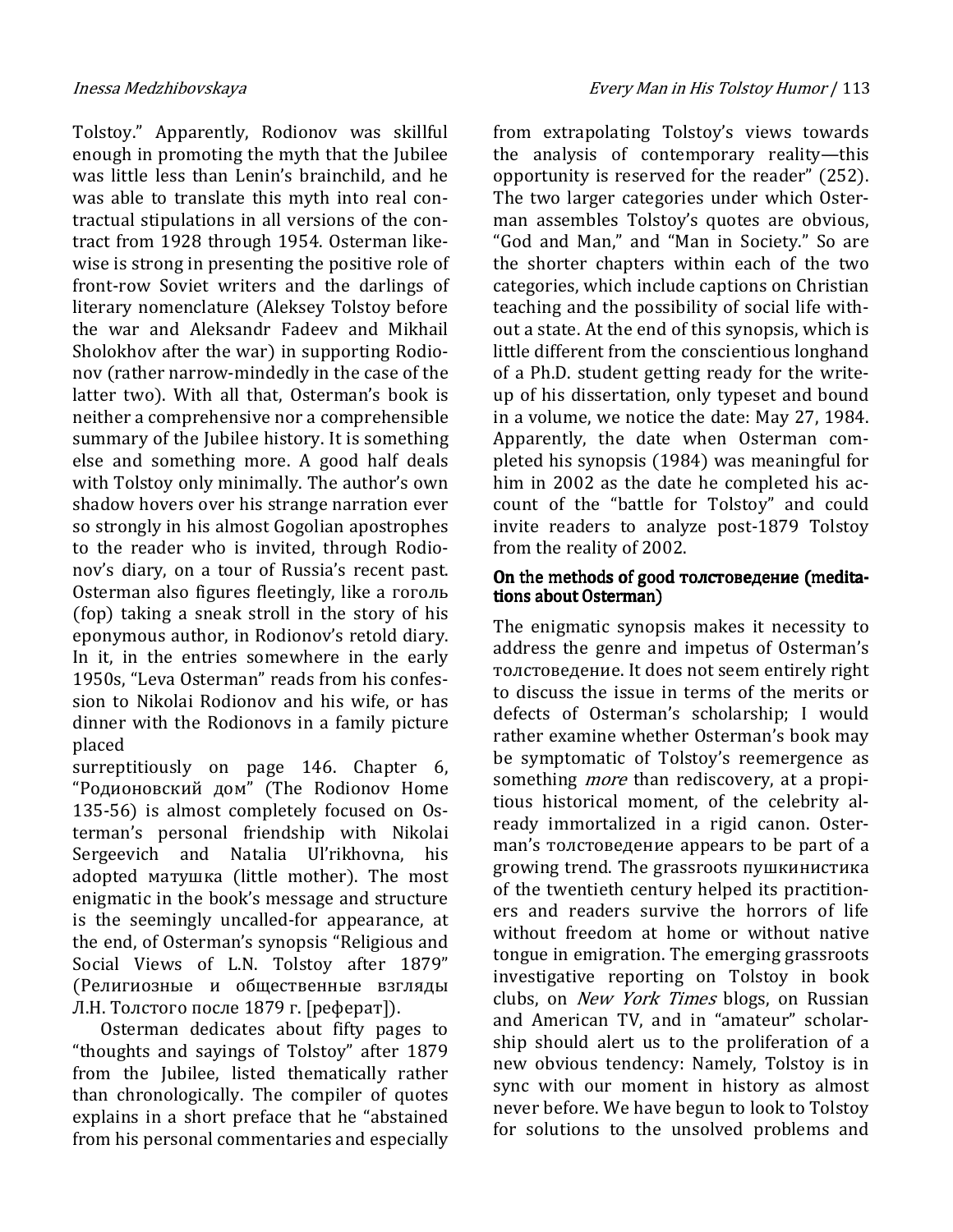Tolstoy." Apparently, Rodionov was skillful enough in promoting the myth that the Jubilee was little less than Lenin's brainchild, and he was able to translate this myth into real contractual stipulations in all versions of the contract from 1928 through 1954. Osterman likewise is strong in presenting the positive role of front-row Soviet writers and the darlings of literary nomenclature (Aleksey Tolstoy before the war and Aleksandr Fadeev and Mikhail Sholokhov after the war) in supporting Rodionov (rather narrow-mindedly in the case of the latter two). With all that, Osterman's book is neither a comprehensive nor a comprehensible summary of the Jubilee history. It is something else and something more. A good half deals with Tolstoy only minimally. The author's own shadow hovers over his strange narration ever so strongly in his almost Gogolian apostrophes to the reader who is invited, through Rodionov's diary, on a tour of Russia's recent past. Osterman also figures fleetingly, like a гоголь (fop) taking a sneak stroll in the story of his eponymous author, in Rodionov's retold diary. In it, in the entries somewhere in the early 1950s, "Leva Osterman" reads from his confession to Nikolai Rodionov and his wife, or has dinner with the Rodionovs in a family picture placed surreptitiously on page 146. Chapter 6, "Родионовский дом" (The Rodionov Home 135-56) is almost completely focused on Osterman's personal friendship with Nikolai Sergeevich and Natalia Ul'rikhovna, his adopted матушка (little mother). The most enigmatic in the book's message and structure is the seemingly uncalled-for appearance, at the end, of Osterman's synopsis "Religious and Social Views of L.N. Tolstoy after 1879" (Религиозные и общественные взгляды Л.Н. Толстого после 1879 г. [реферат]).

Osterman dedicates about fifty pages to "thoughts and sayings of Tolstoy" after 1879 from the Jubilee, listed thematically rather than chronologically. The compiler of quotes explains in a short preface that he "abstained from his personal commentaries and especially from extrapolating Tolstoy's views towards the analysis of contemporary reality—this opportunity is reserved for the reader" (252). The two larger categories under which Osterman assembles Tolstoy's quotes are obvious, "God and Man," and "Man in Society." So are the shorter chapters within each of the two categories, which include captions on Christian teaching and the possibility of social life without a state. At the end of this synopsis, which is little different from the conscientious longhand of a Ph.D. student getting ready for the write-up of his dissertation, only typeset and bound in a volume, we notice the date: May 27, 1984. Apparently, the date when Osterman completed his synopsis (1984) was meaningful for him in 2002 as the date he completed his account of the "battle for Tolstoy" and could invite readers to analyze post-1879 Tolstoy from the reality of 2002.

## On the methods of good толстоведение (meditations about Osterman)

The enigmatic synopsis makes it necessity to address the genre and impetus of Osterman's толстоведение. It does not seem entirely right to discuss the issue in terms of the merits or defects of Osterman's scholarship; I would rather examine whether Osterman's book may be symptomatic of Tolstoy's reemergence as something *more* than rediscovery, at a propitious historical moment, of the celebrity already immortalized in a rigid canon. Osterman's толстоведение appears to be part of a growing trend. The grassroots пушкинистика of the twentieth century helped its practitioners and readers survive the horrors of life without freedom at home or without native tongue in emigration. The emerging grassroots investigative reporting on Tolstoy in book clubs, on *New York Times* blogs, on Russian and American TV, and in "amateur" scholarship should alert us to the proliferation of a new obvious tendency: Namely, Tolstoy is in sync with our moment in history as almost never before. We have begun to look to Tolstoy for solutions to the unsolved problems and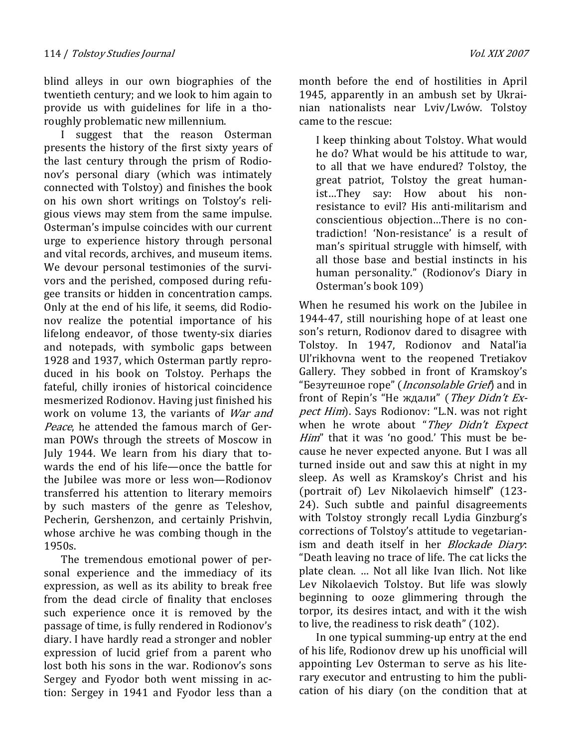blind alleys in our own biographies of the twentieth century; and we look to him again to provide us with guidelines for life in a thoroughly problematic new millennium.

I suggest that the reason Osterman presents the history of the first sixty years of the last century through the prism of Rodionov's personal diary (which was intimately connected with Tolstoy) and finishes the book on his own short writings on Tolstoy's religious views may stem from the same impulse. Osterman's impulse coincides with our current urge to experience history through personal and vital records, archives, and museum items. We devour personal testimonies of the survivors and the perished, composed during refugee transits or hidden in concentration camps. Only at the end of his life, it seems, did Rodionov realize the potential importance of his lifelong endeavor, of those twenty-six diaries and notepads, with symbolic gaps between 1928 and 1937, which Osterman partly reproduced in his book on Tolstoy. Perhaps the fateful, chilly ironies of historical coincidence mesmerized Rodionov. Having just finished his work on volume 13, the variants of *War and Peace*, he attended the famous march of German POWs through the streets of Moscow in July 1944. We learn from his diary that towards the end of his life—once the battle for the Jubilee was more or less won—Rodionov transferred his attention to literary memoirs by such masters of the genre as Teleshov, Pecherin, Gershenzon, and certainly Prishvin, whose archive he was combing though in the 1950s.

The tremendous emotional power of personal experience and the immediacy of its expression, as well as its ability to break free from the dead circle of finality that encloses such experience once it is removed by the passage of time, is fully rendered in Rodionov's diary. I have hardly read a stronger and nobler expression of lucid grief from a parent who lost both his sons in the war. Rodionov's sons Sergey and Fyodor both went missing in action: Sergey in 1941 and Fyodor less than a month before the end of hostilities in April 1945, apparently in an ambush set by Ukrainian nationalists near Lviv/Lwów. Tolstoy came to the rescue:

> I keep thinking about Tolstoy. What would he do? What would be his attitude to war, to all that we have endured? Tolstoy, the great patriot, Tolstoy the great humanist…They say: How about his non-resistance to evil? His anti-militarism and conscientious objection…There is no contradiction! 'Non-resistance' is a result of man's spiritual struggle with himself, with all those base and bestial instincts in his human personality." (Rodionov's Diary in Osterman's book 109)

When he resumed his work on the Jubilee in 1944-47, still nourishing hope of at least one son's return, Rodionov dared to disagree with Tolstoy. In 1947, Rodionov and Natal'ia Ul'rikhovna went to the reopened Tretiakov Gallery. They sobbed in front of Kramskoy's "Безутешное горе" (*Inconsolable Grief*) and in front of Repin's "Не ждали" (*They Didn't Expect Him*). Says Rodionov: "L.N. was not right when he wrote about "*They Didn't Expect Him*" that it was 'no good.' This must be because he never expected anyone. But I was all turned inside out and saw this at night in my sleep. As well as Kramskoy's Christ and his (portrait of) Lev Nikolaevich himself" (123-24). Such subtle and painful disagreements with Tolstoy strongly recall Lydia Ginzburg's corrections of Tolstoy's attitude to vegetarianism and death itself in her *Blockade Diary*: "Death leaving no trace of life. The cat licks the plate clean. … Not all like Ivan Ilich. Not like Lev Nikolaevich Tolstoy. But life was slowly beginning to ooze glimmering through the torpor, its desires intact, and with it the wish to live, the readiness to risk death" (102).

In one typical summing-up entry at the end of his life, Rodionov drew up his unofficial will appointing Lev Osterman to serve as his literary executor and entrusting to him the publication of his diary (on the condition that at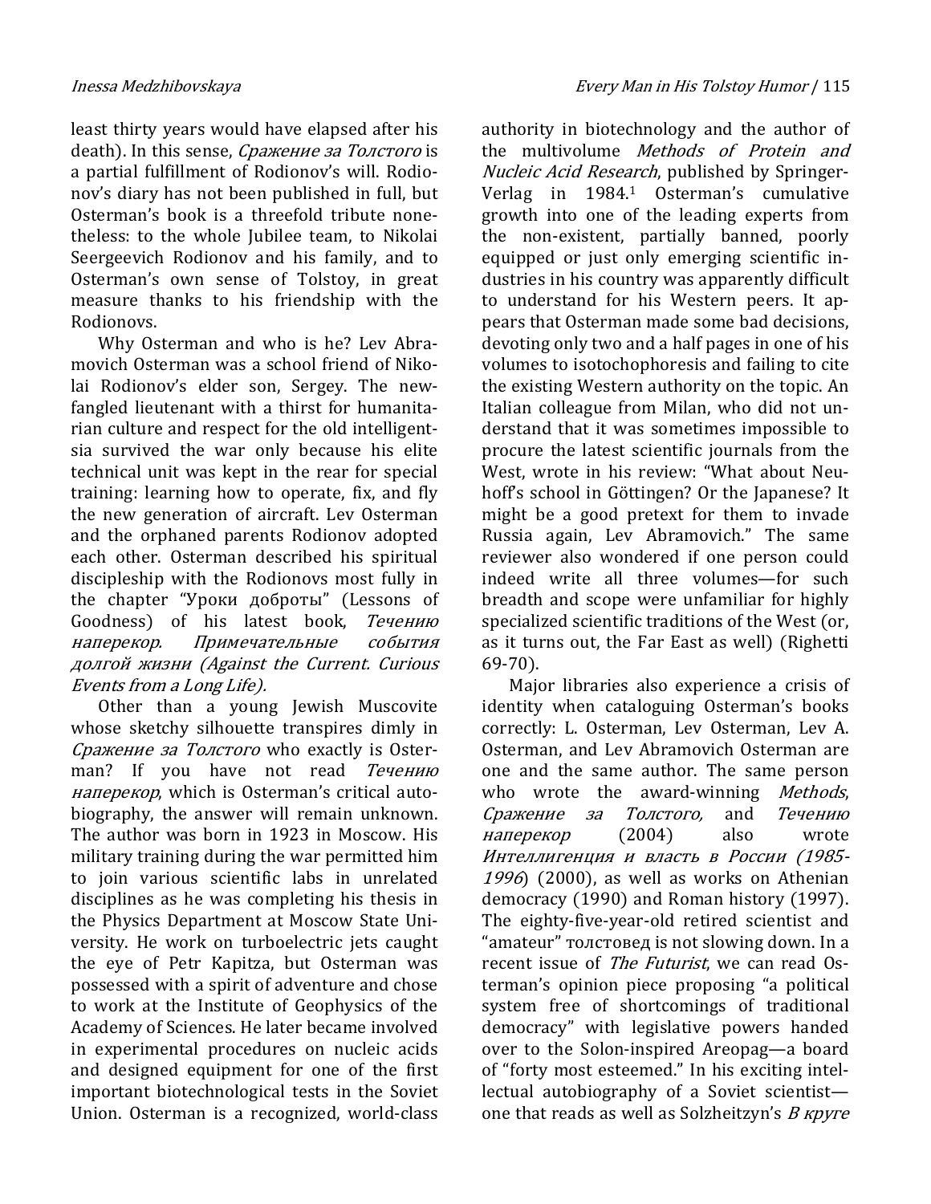least thirty years would have elapsed after his death). In this sense, *Сражение за Толстого* is a partial fulfillment of Rodionov's will. Rodionov's diary has not been published in full, but Osterman's book is a threefold tribute nonetheless: to the whole Jubilee team, to Nikolai Seergeevich Rodionov and his family, and to Osterman's own sense of Tolstoy, in great measure thanks to his friendship with the Rodionovs.

Why Osterman and who is he? Lev Abramovich Osterman was a school friend of Nikolai Rodionov's elder son, Sergey. The newfangled lieutenant with a thirst for humanitarian culture and respect for the old intelligentsia survived the war only because his elite technical unit was kept in the rear for special training: learning how to operate, fix, and fly the new generation of aircraft. Lev Osterman and the orphaned parents Rodionov adopted each other. Osterman described his spiritual discipleship with the Rodionovs most fully in the chapter "Уроки доброты" (Lessons of Goodness) of his latest book, *Течению наперекор. Примечательные события долгой жизни (Against the Current. Curious Events from a Long Life).*

Other than a young Jewish Muscovite whose sketchy silhouette transpires dimly in *Сражение за Толстого* who exactly is Osterman? If you have not read *Течению наперекор*, which is Osterman's critical autobiography, the answer will remain unknown. The author was born in 1923 in Moscow. His military training during the war permitted him to join various scientific labs in unrelated disciplines as he was completing his thesis in the Physics Department at Moscow State University. He work on turboelectric jets caught the eye of Petr Kapitza, but Osterman was possessed with a spirit of adventure and chose to work at the Institute of Geophysics of the Academy of Sciences. He later became involved in experimental procedures on nucleic acids and designed equipment for one of the first important biotechnological tests in the Soviet Union. Osterman is a recognized, world-class authority in biotechnology and the author of the multivolume *Methods of Protein and Nucleic Acid Research*, published by Springer-Verlag in 1984.[1] Osterman's cumulative growth into one of the leading experts from the non-existent, partially banned, poorly equipped or just only emerging scientific industries in his country was apparently difficult to understand for his Western peers. It appears that Osterman made some bad decisions, devoting only two and a half pages in one of his volumes to isotochophoresis and failing to cite the existing Western authority on the topic. An Italian colleague from Milan, who did not understand that it was sometimes impossible to procure the latest scientific journals from the West, wrote in his review: "What about Neuhoff's school in Göttingen? Or the Japanese? It might be a good pretext for them to invade Russia again, Lev Abramovich." The same reviewer also wondered if one person could indeed write all three volumes—for such breadth and scope were unfamiliar for highly specialized scientific traditions of the West (or, as it turns out, the Far East as well) (Righetti 69-70).

Major libraries also experience a crisis of identity when cataloguing Osterman's books correctly: L. Osterman, Lev Osterman, Lev A. Osterman, and Lev Abramovich Osterman are one and the same author. The same person who wrote the award-winning *Methods*, *Сражение за Толстого,* and *Течению наперекор* (2004) also wrote *Интеллигенция и власть в России (1985-1996*) (2000), as well as works on Athenian democracy (1990) and Roman history (1997). The eighty-five-year-old retired scientist and "amateur" толстовед is not slowing down. In a recent issue of *The Futurist*, we can read Osterman's opinion piece proposing "a political system free of shortcomings of traditional democracy" with legislative powers handed over to the Solon-inspired Areopag—a board of "forty most esteemed." In his exciting intellectual autobiography of a Soviet scientist—one that reads as well as Solzheitzyn's *В круге*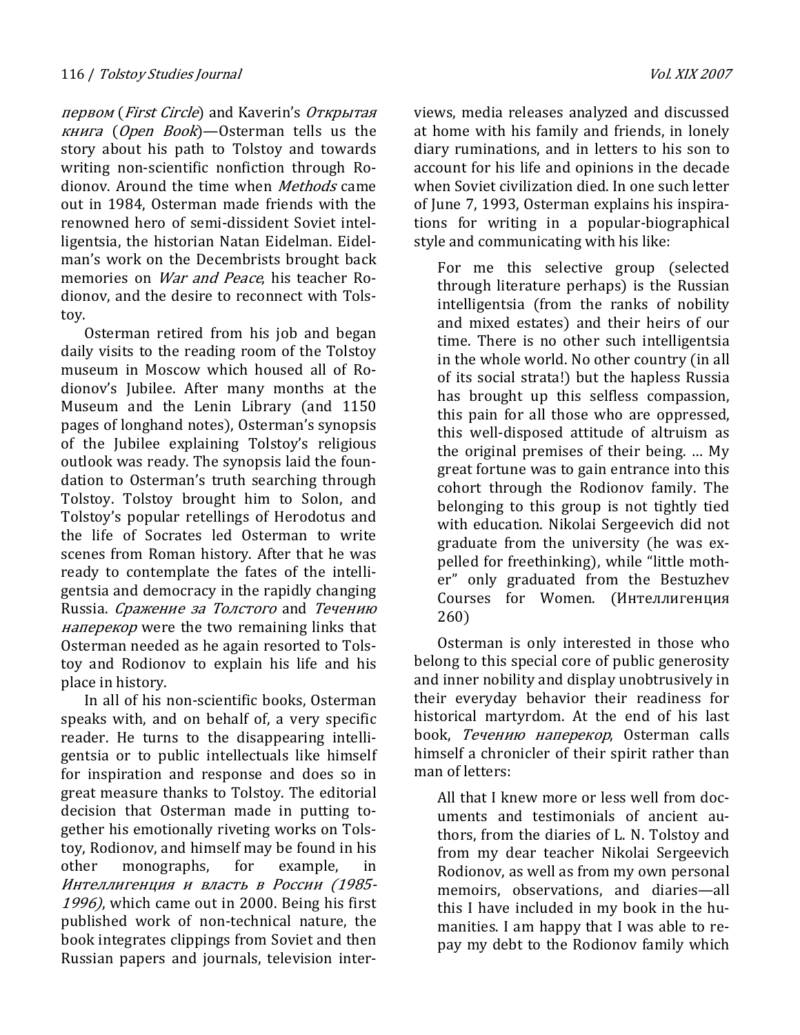*первом* (*First Circle*) and Kaverin's *Открытая книга* (*Open Book*)—Osterman tells us the story about his path to Tolstoy and towards writing non-scientific nonfiction through Rodionov. Around the time when *Methods* came out in 1984, Osterman made friends with the renowned hero of semi-dissident Soviet intelligentsia, the historian Natan Eidelman. Eidelman's work on the Decembrists brought back memories on *War and Peace*, his teacher Rodionov, and the desire to reconnect with Tolstoy.

Osterman retired from his job and began daily visits to the reading room of the Tolstoy museum in Moscow which housed all of Rodionov's Jubilee. After many months at the Museum and the Lenin Library (and 1150 pages of longhand notes), Osterman's synopsis of the Jubilee explaining Tolstoy's religious outlook was ready. The synopsis laid the foundation to Osterman's truth searching through Tolstoy. Tolstoy brought him to Solon, and Tolstoy's popular retellings of Herodotus and the life of Socrates led Osterman to write scenes from Roman history. After that he was ready to contemplate the fates of the intelligentsia and democracy in the rapidly changing Russia. *Сражение за Толстого* and *Течению наперекор* were the two remaining links that Osterman needed as he again resorted to Tolstoy and Rodionov to explain his life and his place in history.

In all of his non-scientific books, Osterman speaks with, and on behalf of, a very specific reader. He turns to the disappearing intelligentsia or to public intellectuals like himself for inspiration and response and does so in great measure thanks to Tolstoy. The editorial decision that Osterman made in putting together his emotionally riveting works on Tolstoy, Rodionov, and himself may be found in his other monographs, for example, in *Интеллигенция и власть в России (1985-1996)*, which came out in 2000. Being his first published work of non-technical nature, the book integrates clippings from Soviet and then Russian papers and journals, television interviews, media releases analyzed and discussed at home with his family and friends, in lonely diary ruminations, and in letters to his son to account for his life and opinions in the decade when Soviet civilization died. In one such letter of June 7, 1993, Osterman explains his inspirations for writing in a popular-biographical style and communicating with his like:

> For me this selective group (selected through literature perhaps) is the Russian intelligentsia (from the ranks of nobility and mixed estates) and their heirs of our time. There is no other such intelligentsia in the whole world. No other country (in all of its social strata!) but the hapless Russia has brought up this selfless compassion, this pain for all those who are oppressed, this well-disposed attitude of altruism as the original premises of their being. … My great fortune was to gain entrance into this cohort through the Rodionov family. The belonging to this group is not tightly tied with education. Nikolai Sergeevich did not graduate from the university (he was expelled for freethinking), while "little mother" only graduated from the Bestuzhev Courses for Women. (Интеллигенция 260)

Osterman is only interested in those who belong to this special core of public generosity and inner nobility and display unobtrusively in their everyday behavior their readiness for historical martyrdom. At the end of his last book, *Течению наперекор*, Osterman calls himself a chronicler of their spirit rather than man of letters:

> All that I knew more or less well from documents and testimonials of ancient authors, from the diaries of L. N. Tolstoy and from my dear teacher Nikolai Sergeevich Rodionov, as well as from my own personal memoirs, observations, and diaries—all this I have included in my book in the humanities. I am happy that I was able to repay my debt to the Rodionov family which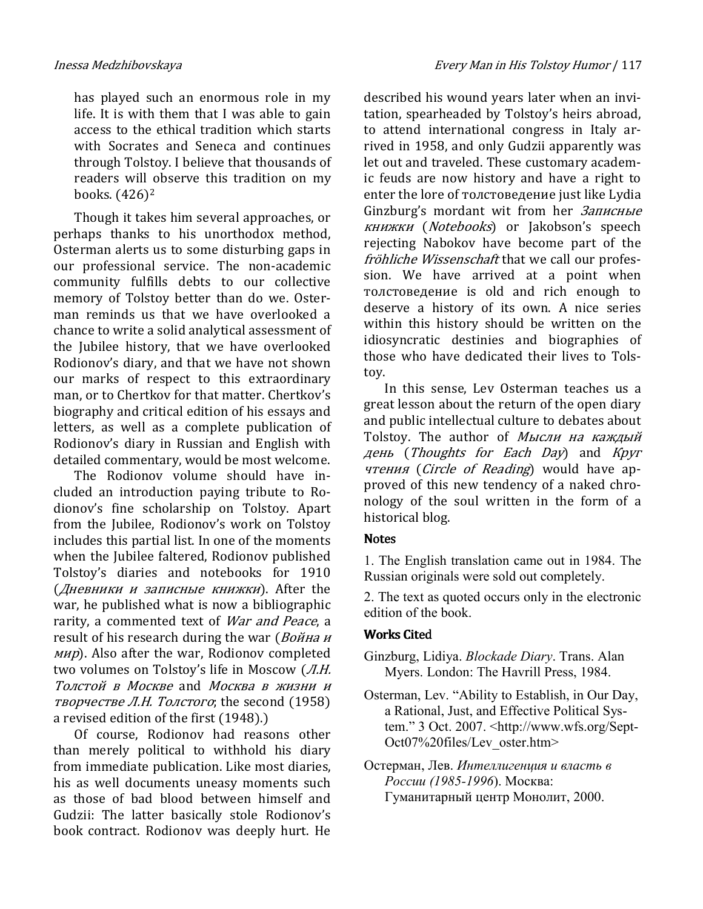has played such an enormous role in my life. It is with them that I was able to gain access to the ethical tradition which starts with Socrates and Seneca and continues through Tolstoy. I believe that thousands of readers will observe this tradition on my books. (426)[2]

Though it takes him several approaches, or perhaps thanks to his unorthodox method, Osterman alerts us to some disturbing gaps in our professional service. The non-academic community fulfills debts to our collective memory of Tolstoy better than do we. Osterman reminds us that we have overlooked a chance to write a solid analytical assessment of the Jubilee history, that we have overlooked Rodionov's diary, and that we have not shown our marks of respect to this extraordinary man, or to Chertkov for that matter. Chertkov's biography and critical edition of his essays and letters, as well as a complete publication of Rodionov's diary in Russian and English with detailed commentary, would be most welcome.

The Rodionov volume should have included an introduction paying tribute to Rodionov's fine scholarship on Tolstoy. Apart from the Jubilee, Rodionov's work on Tolstoy includes this partial list. In one of the moments when the Jubilee faltered, Rodionov published Tolstoy's diaries and notebooks for 1910 (*Дневники и записные книжки*). After the war, he published what is now a bibliographic rarity, a commented text of *War and Peace*, a result of his research during the war (*Война и мир*). Also after the war, Rodionov completed two volumes on Tolstoy's life in Moscow (*Л.Н. Толстой в Москве* and *Москва в жизни и творчестве Л.Н. Толстого*; the second (1958) a revised edition of the first (1948).)

Of course, Rodionov had reasons other than merely political to withhold his diary from immediate publication. Like most diaries, his as well documents uneasy moments such as those of bad blood between himself and Gudzii: The latter basically stole Rodionov's book contract. Rodionov was deeply hurt. He described his wound years later when an invitation, spearheaded by Tolstoy's heirs abroad, to attend international congress in Italy arrived in 1958, and only Gudzii apparently was let out and traveled. These customary academic feuds are now history and have a right to enter the lore of толстоведение just like Lydia Ginzburg's mordant wit from her *Записные книжки* (*Notebooks*) or Jakobson's speech rejecting Nabokov have become part of the *fröhliche Wissenschaft* that we call our profession. We have arrived at a point when толстоведение is old and rich enough to deserve a history of its own. A nice series within this history should be written on the idiosyncratic destinies and biographies of those who have dedicated their lives to Tolstoy.

In this sense, Lev Osterman teaches us a great lesson about the return of the open diary and public intellectual culture to debates about Tolstoy. The author of *Мысли на каждый день* (*Thoughts for Each Day*) and *Круг чтения* (*Circle of Reading*) would have approved of this new tendency of a naked chronology of the soul written in the form of a historical blog.

## Notes

1. The English translation came out in 1984. The Russian originals were sold out completely.

2. The text as quoted occurs only in the electronic edition of the book.

## Works Cited

Ginzburg, Lidiya. *Blockade Diary*. Trans. Alan Myers. London: The Havrill Press, 1984.

Osterman, Lev. "Ability to Establish, in Our Day, a Rational, Just, and Effective Political System." 3 Oct. 2007. <http://www.wfs.org/Sept-Oct07%20files/Lev_oster.htm>

Остерман, Лев. *Интеллигенция и власть в России (1985-1996)*. Москва: Гуманитарный центр Монолит, 2000.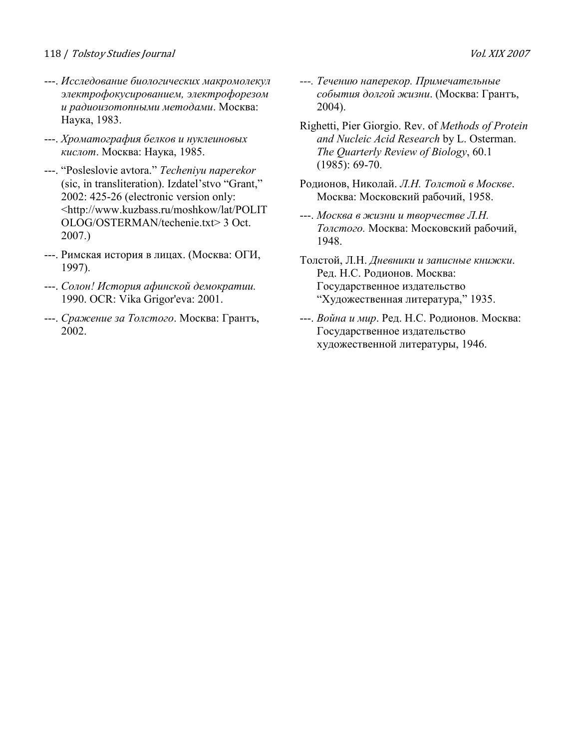---. *Исследование биологических макромолекул электрофокусированием, электрофорезом и радиоизотопными методами*. Москва: Наука, 1983.

---. *Хроматография белков и нуклеиновых кислот*. Москва: Наука, 1985.

---. "Posleslovie avtora." *Techeniyu naperekor* (sic, in transliteration). Izdatel'stvo "Grant," 2002: 425-26 (electronic version only: <http://www.kuzbass.ru/moshkow/lat/POLITOLOG/OSTERMAN/techenie.txt> 3 Oct. 2007.)

---. Римская история в лицах. (Москва: ОГИ, 1997).

---. *Солон! История афинской демократии.* 1990. OCR: Vika Grigor'eva: 2001.

---. *Сражение за Толстого*. Москва: Грантъ, 2002.

---. *Течению наперекор. Примечательные события долгой жизни*. (Москва: Грантъ, 2004).

Righetti, Pier Giorgio. Rev. of *Methods of Protein and Nucleic Acid Research* by L. Osterman. *The Quarterly Review of Biology*, 60.1 (1985): 69-70.

Родионов, Николай. *Л.Н. Толстой в Москве*. Москва: Московский рабочий, 1958.

---. *Москва в жизни и творчестве Л.Н. Толстого.* Москва: Московский рабочий, 1948.

Толстой, Л.Н. *Дневники и записные книжки*. Ред. Н.С. Родионов. Москва: Государственное издательство "Художественная литература," 1935.

---. *Война и мир*. Ред. Н.С. Родионов. Москва: Государственное издательство художественной литературы, 1946.